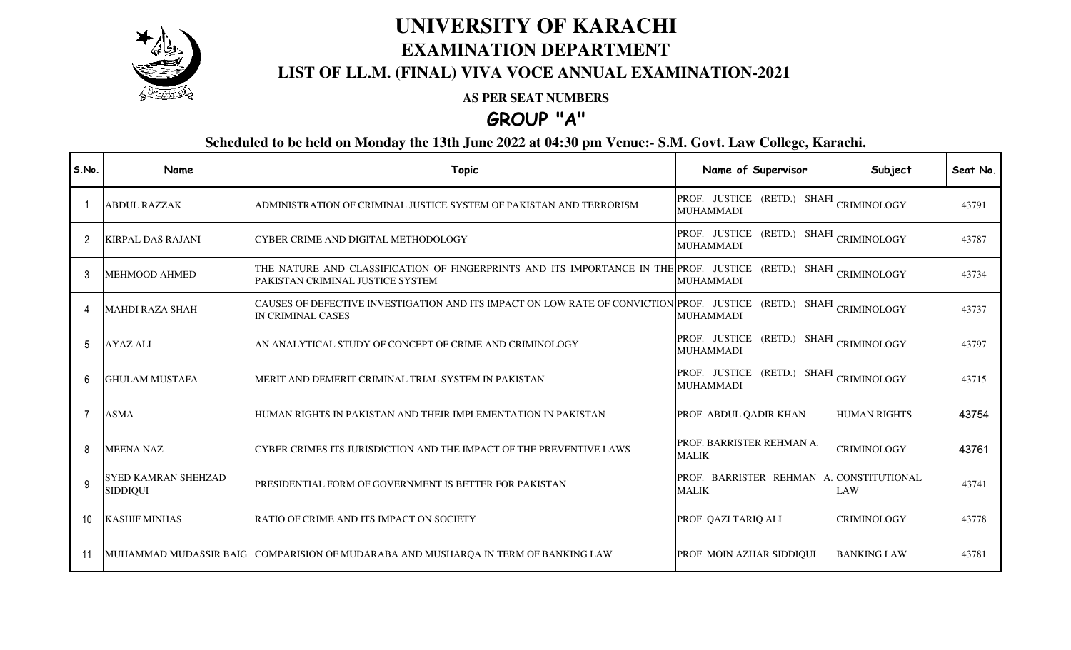# UNIVERSITY OF KARACHI

## EXAMINATION DEPARTMENT

### LIST OF LL.M. (FINAL) VIVA VOCE ANNUAL EXAMINATION-2021

**AS PER SEAT NUMBERS**

## GROUP "A"

**Scheduled to be held on Monday the 13th June 2022 at 04:30 pm Venue:- S.M. Govt. Law College, Karachi.**

| S.No. | Name | Topic | Name of Supervisor | Subject | Seat No. |
|---|---|---|---|---|---|
| 1 | ABDUL RAZZAK | ADMINISTRATION OF CRIMINAL JUSTICE SYSTEM OF PAKISTAN AND TERRORISM | PROF. JUSTICE (RETD.) SHAFI MUHAMMADI | CRIMINOLOGY | 43791 |
| 2 | KIRPAL DAS RAJANI | CYBER CRIME AND DIGITAL METHODOLOGY | PROF. JUSTICE (RETD.) SHAFI MUHAMMADI | CRIMINOLOGY | 43787 |
| 3 | MEHMOOD AHMED | THE NATURE AND CLASSIFICATION OF FINGERPRINTS AND ITS IMPORTANCE IN THE PAKISTAN CRIMINAL JUSTICE SYSTEM | PROF. JUSTICE (RETD.) SHAFI MUHAMMADI | CRIMINOLOGY | 43734 |
| 4 | MAHDI RAZA SHAH | CAUSES OF DEFECTIVE INVESTIGATION AND ITS IMPACT ON LOW RATE OF CONVICTION IN CRIMINAL CASES | PROF. JUSTICE (RETD.) SHAFI MUHAMMADI | CRIMINOLOGY | 43737 |
| 5 | AYAZ ALI | AN ANALYTICAL STUDY OF CONCEPT OF CRIME AND CRIMINOLOGY | PROF. JUSTICE (RETD.) SHAFI MUHAMMADI | CRIMINOLOGY | 43797 |
| 6 | GHULAM MUSTAFA | MERIT AND DEMERIT CRIMINAL TRIAL SYSTEM IN PAKISTAN | PROF. JUSTICE (RETD.) SHAFI MUHAMMADI | CRIMINOLOGY | 43715 |
| 7 | ASMA | HUMAN RIGHTS IN PAKISTAN AND THEIR IMPLEMENTATION IN PAKISTAN | PROF. ABDUL QADIR KHAN | HUMAN RIGHTS | 43754 |
| 8 | MEENA NAZ | CYBER CRIMES ITS JURISDICTION AND THE IMPACT OF THE PREVENTIVE LAWS | PROF. BARRISTER REHMAN A. MALIK | CRIMINOLOGY | 43761 |
| 9 | SYED KAMRAN SHEHZAD SIDDIQUI | PRESIDENTIAL FORM OF GOVERNMENT IS BETTER FOR PAKISTAN | PROF. BARRISTER REHMAN A. MALIK | CONSTITUTIONAL LAW | 43741 |
| 10 | KASHIF MINHAS | RATIO OF CRIME AND ITS IMPACT ON SOCIETY | PROF. QAZI TARIQ ALI | CRIMINOLOGY | 43778 |
| 11 | MUHAMMAD MUDASSIR BAIG | COMPARISION OF MUDARABA AND MUSHARQA IN TERM OF BANKING LAW | PROF. MOIN AZHAR SIDDIQUI | BANKING LAW | 43781 |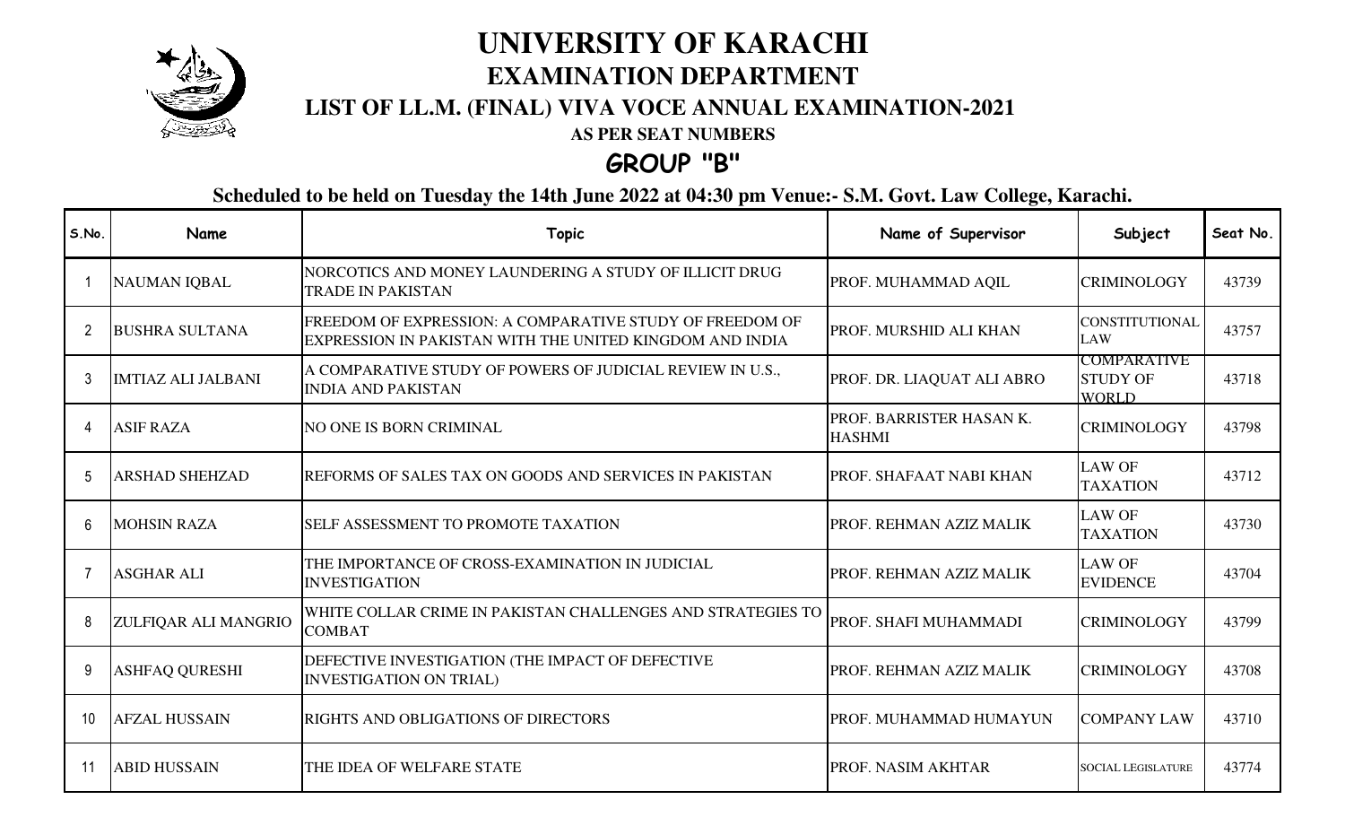# UNIVERSITY OF KARACHI

## EXAMINATION DEPARTMENT

### LIST OF LL.M. (FINAL) VIVA VOCE ANNUAL EXAMINATION-2021

**AS PER SEAT NUMBERS**

## GROUP "B"

**Scheduled to be held on Tuesday the 14th June 2022 at 04:30 pm Venue:- S.M. Govt. Law College, Karachi.**

| S.No. | Name | Topic | Name of Supervisor | Subject | Seat No. |
|---|---|---|---|---|---|
| 1 | NAUMAN IQBAL | NORCOTICS AND MONEY LAUNDERING A STUDY OF ILLICIT DRUG TRADE IN PAKISTAN | PROF. MUHAMMAD AQIL | CRIMINOLOGY | 43739 |
| 2 | BUSHRA SULTANA | FREEDOM OF EXPRESSION: A COMPARATIVE STUDY OF FREEDOM OF EXPRESSION IN PAKISTAN WITH THE UNITED KINGDOM AND INDIA | PROF. MURSHID ALI KHAN | CONSTITUTIONAL LAW | 43757 |
| 3 | IMTIAZ ALI JALBANI | A COMPARATIVE STUDY OF POWERS OF JUDICIAL REVIEW IN U.S., INDIA AND PAKISTAN | PROF. DR. LIAQUAT ALI ABRO | COMPARATIVE STUDY OF WORLD | 43718 |
| 4 | ASIF RAZA | NO ONE IS BORN CRIMINAL | PROF. BARRISTER HASAN K. HASHMI | CRIMINOLOGY | 43798 |
| 5 | ARSHAD SHEHZAD | REFORMS OF SALES TAX ON GOODS AND SERVICES IN PAKISTAN | PROF. SHAFAAT NABI KHAN | LAW OF TAXATION | 43712 |
| 6 | MOHSIN RAZA | SELF ASSESSMENT TO PROMOTE TAXATION | PROF. REHMAN AZIZ MALIK | LAW OF TAXATION | 43730 |
| 7 | ASGHAR ALI | THE IMPORTANCE OF CROSS-EXAMINATION IN JUDICIAL INVESTIGATION | PROF. REHMAN AZIZ MALIK | LAW OF EVIDENCE | 43704 |
| 8 | ZULFIQAR ALI MANGRIO | WHITE COLLAR CRIME IN PAKISTAN CHALLENGES AND STRATEGIES TO COMBAT | PROF. SHAFI MUHAMMADI | CRIMINOLOGY | 43799 |
| 9 | ASHFAQ QURESHI | DEFECTIVE INVESTIGATION (THE IMPACT OF DEFECTIVE INVESTIGATION ON TRIAL) | PROF. REHMAN AZIZ MALIK | CRIMINOLOGY | 43708 |
| 10 | AFZAL HUSSAIN | RIGHTS AND OBLIGATIONS OF DIRECTORS | PROF. MUHAMMAD HUMAYUN | COMPANY LAW | 43710 |
| 11 | ABID HUSSAIN | THE IDEA OF WELFARE STATE | PROF. NASIM AKHTAR | SOCIAL LEGISLATURE | 43774 |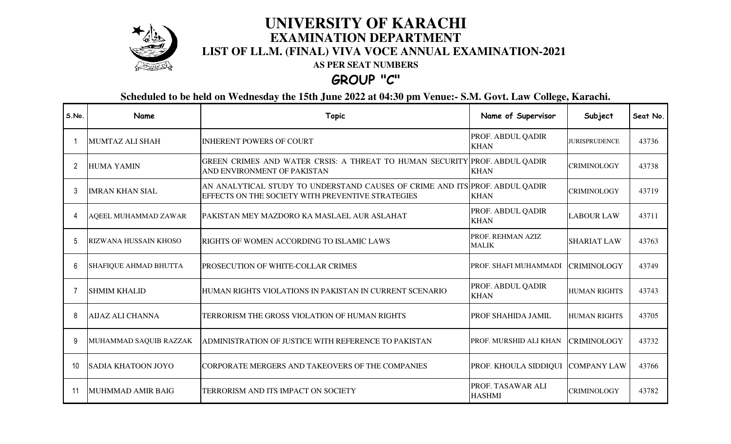# UNIVERSITY OF KARACHI

## EXAMINATION DEPARTMENT

### LIST OF LL.M. (FINAL) VIVA VOCE ANNUAL EXAMINATION-2021

**AS PER SEAT NUMBERS**

## GROUP "C"

**Scheduled to be held on Wednesday the 15th June 2022 at 04:30 pm Venue:- S.M. Govt. Law College, Karachi.**

| S.No. | Name | Topic | Name of Supervisor | Subject | Seat No. |
|---|---|---|---|---|---|
| 1 | MUMTAZ ALI SHAH | INHERENT POWERS OF COURT | PROF. ABDUL QADIR KHAN | JURISPRUDENCE | 43736 |
| 2 | HUMA YAMIN | GREEN CRIMES AND WATER CRSIS: A THREAT TO HUMAN SECURITY AND ENVIRONMENT OF PAKISTAN | PROF. ABDUL QADIR KHAN | CRIMINOLOGY | 43738 |
| 3 | IMRAN KHAN SIAL | AN ANALYTICAL STUDY TO UNDERSTAND CAUSES OF CRIME AND ITS EFFECTS ON THE SOCIETY WITH PREVENTIVE STRATEGIES | PROF. ABDUL QADIR KHAN | CRIMINOLOGY | 43719 |
| 4 | AQEEL MUHAMMAD ZAWAR | PAKISTAN MEY MAZDORO KA MASLAEL AUR ASLAHAT | PROF. ABDUL QADIR KHAN | LABOUR LAW | 43711 |
| 5 | RIZWANA HUSSAIN KHOSO | RIGHTS OF WOMEN ACCORDING TO ISLAMIC LAWS | PROF. REHMAN AZIZ MALIK | SHARIAT LAW | 43763 |
| 6 | SHAFIQUE AHMAD BHUTTA | PROSECUTION OF WHITE-COLLAR CRIMES | PROF. SHAFI MUHAMMADI | CRIMINOLOGY | 43749 |
| 7 | SHMIM KHALID | HUMAN RIGHTS VIOLATIONS IN PAKISTAN IN CURRENT SCENARIO | PROF. ABDUL QADIR KHAN | HUMAN RIGHTS | 43743 |
| 8 | AIJAZ ALI CHANNA | TERRORISM THE GROSS VIOLATION OF HUMAN RIGHTS | PROF SHAHIDA JAMIL | HUMAN RIGHTS | 43705 |
| 9 | MUHAMMAD SAQUIB RAZZAK | ADMINISTRATION OF JUSTICE WITH REFERENCE TO PAKISTAN | PROF. MURSHID ALI KHAN | CRIMINOLOGY | 43732 |
| 10 | SADIA KHATOON JOYO | CORPORATE MERGERS AND TAKEOVERS OF THE COMPANIES | PROF. KHOULA SIDDIQUI | COMPANY LAW | 43766 |
| 11 | MUHMMAD AMIR BAIG | TERRORISM AND ITS IMPACT ON SOCIETY | PROF. TASAWAR ALI HASHMI | CRIMINOLOGY | 43782 |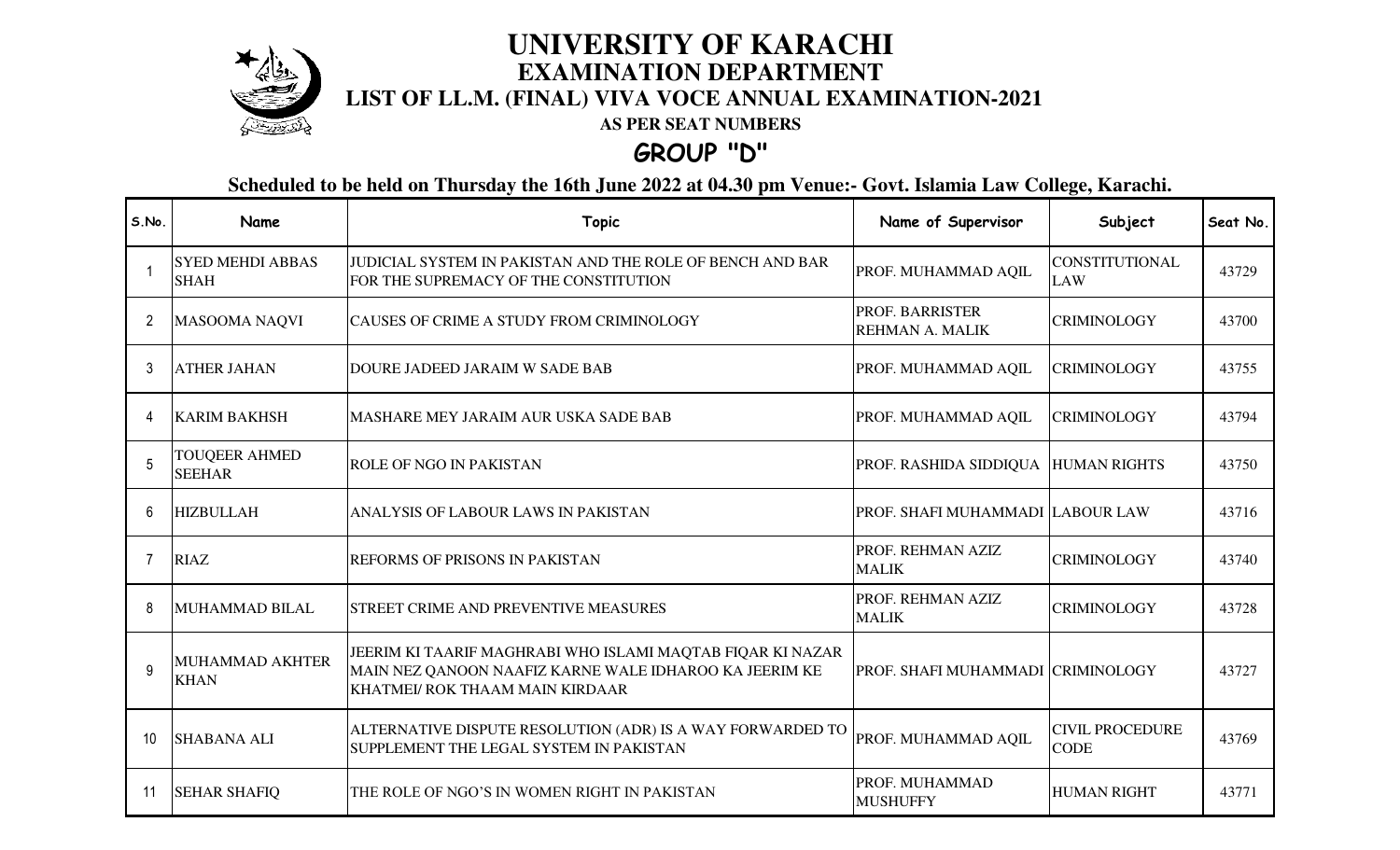# UNIVERSITY OF KARACHI

## EXAMINATION DEPARTMENT

### LIST OF LL.M. (FINAL) VIVA VOCE ANNUAL EXAMINATION-2021

**AS PER SEAT NUMBERS**

## GROUP "D"

**Scheduled to be held on Thursday the 16th June 2022 at 04.30 pm Venue:- Govt. Islamia Law College, Karachi.**

| S.No. | Name | Topic | Name of Supervisor | Subject | Seat No. |
|---|---|---|---|---|---|
| 1 | SYED MEHDI ABBAS SHAH | JUDICIAL SYSTEM IN PAKISTAN AND THE ROLE OF BENCH AND BAR FOR THE SUPREMACY OF THE CONSTITUTION | PROF. MUHAMMAD AQIL | CONSTITUTIONAL LAW | 43729 |
| 2 | MASOOMA NAQVI | CAUSES OF CRIME A STUDY FROM CRIMINOLOGY | PROF. BARRISTER REHMAN A. MALIK | CRIMINOLOGY | 43700 |
| 3 | ATHER JAHAN | DOURE JADEED JARAIM W SADE BAB | PROF. MUHAMMAD AQIL | CRIMINOLOGY | 43755 |
| 4 | KARIM BAKHSH | MASHARE MEY JARAIM AUR USKA SADE BAB | PROF. MUHAMMAD AQIL | CRIMINOLOGY | 43794 |
| 5 | TOUQEER AHMED SEEHAR | ROLE OF NGO IN PAKISTAN | PROF. RASHIDA SIDDIQUA | HUMAN RIGHTS | 43750 |
| 6 | HIZBULLAH | ANALYSIS OF LABOUR LAWS IN PAKISTAN | PROF. SHAFI MUHAMMADI | LABOUR LAW | 43716 |
| 7 | RIAZ | REFORMS OF PRISONS IN PAKISTAN | PROF. REHMAN AZIZ MALIK | CRIMINOLOGY | 43740 |
| 8 | MUHAMMAD BILAL | STREET CRIME AND PREVENTIVE MEASURES | PROF. REHMAN AZIZ MALIK | CRIMINOLOGY | 43728 |
| 9 | MUHAMMAD AKHTER KHAN | JEERIM KI TAARIF MAGHRABI WHO ISLAMI MAQTAB FIQAR KI NAZAR MAIN NEZ QANOON NAAFIZ KARNE WALE IDHAROO KA JEERIM KE KHATMEI/ ROK THAAM MAIN KIRDAAR | PROF. SHAFI MUHAMMADI | CRIMINOLOGY | 43727 |
| 10 | SHABANA ALI | ALTERNATIVE DISPUTE RESOLUTION (ADR) IS A WAY FORWARDED TO SUPPLEMENT THE LEGAL SYSTEM IN PAKISTAN | PROF. MUHAMMAD AQIL | CIVIL PROCEDURE CODE | 43769 |
| 11 | SEHAR SHAFIQ | THE ROLE OF NGO'S IN WOMEN RIGHT IN PAKISTAN | PROF. MUHAMMAD MUSHUFFY | HUMAN RIGHT | 43771 |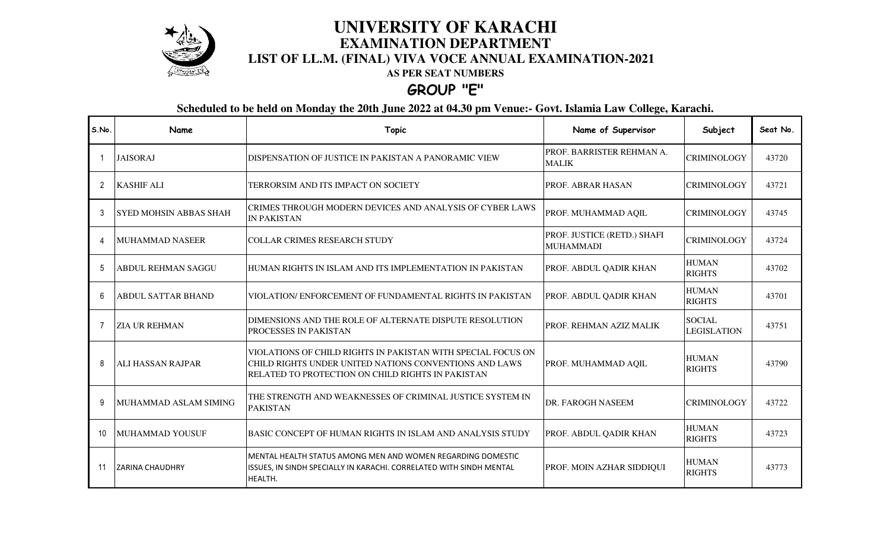# UNIVERSITY OF KARACHI

## EXAMINATION DEPARTMENT

### LIST OF LL.M. (FINAL) VIVA VOCE ANNUAL EXAMINATION-2021

**AS PER SEAT NUMBERS**

## GROUP "E"

**Scheduled to be held on Monday the 20th June 2022 at 04.30 pm Venue:- Govt. Islamia Law College, Karachi.**

| S.No. | Name | Topic | Name of Supervisor | Subject | Seat No. |
|---|---|---|---|---|---|
| 1 | JAISORAJ | DISPENSATION OF JUSTICE IN PAKISTAN A PANORAMIC VIEW | PROF. BARRISTER REHMAN A. MALIK | CRIMINOLOGY | 43720 |
| 2 | KASHIF ALI | TERRORSIM AND ITS IMPACT ON SOCIETY | PROF. ABRAR HASAN | CRIMINOLOGY | 43721 |
| 3 | SYED MOHSIN ABBAS SHAH | CRIMES THROUGH MODERN DEVICES AND ANALYSIS OF CYBER LAWS IN PAKISTAN | PROF. MUHAMMAD AQIL | CRIMINOLOGY | 43745 |
| 4 | MUHAMMAD NASEER | COLLAR CRIMES RESEARCH STUDY | PROF. JUSTICE (RETD.) SHAFI MUHAMMADI | CRIMINOLOGY | 43724 |
| 5 | ABDUL REHMAN SAGGU | HUMAN RIGHTS IN ISLAM AND ITS IMPLEMENTATION IN PAKISTAN | PROF. ABDUL QADIR KHAN | HUMAN RIGHTS | 43702 |
| 6 | ABDUL SATTAR BHAND | VIOLATION/ ENFORCEMENT OF FUNDAMENTAL RIGHTS IN PAKISTAN | PROF. ABDUL QADIR KHAN | HUMAN RIGHTS | 43701 |
| 7 | ZIA UR REHMAN | DIMENSIONS AND THE ROLE OF ALTERNATE DISPUTE RESOLUTION PROCESSES IN PAKISTAN | PROF. REHMAN AZIZ MALIK | SOCIAL LEGISLATION | 43751 |
| 8 | ALI HASSAN RAJPAR | VIOLATIONS OF CHILD RIGHTS IN PAKISTAN WITH SPECIAL FOCUS ON CHILD RIGHTS UNDER UNITED NATIONS CONVENTIONS AND LAWS RELATED TO PROTECTION ON CHILD RIGHTS IN PAKISTAN | PROF. MUHAMMAD AQIL | HUMAN RIGHTS | 43790 |
| 9 | MUHAMMAD ASLAM SIMING | THE STRENGTH AND WEAKNESSES OF CRIMINAL JUSTICE SYSTEM IN PAKISTAN | DR. FAROGH NASEEM | CRIMINOLOGY | 43722 |
| 10 | MUHAMMAD YOUSUF | BASIC CONCEPT OF HUMAN RIGHTS IN ISLAM AND ANALYSIS STUDY | PROF. ABDUL QADIR KHAN | HUMAN RIGHTS | 43723 |
| 11 | ZARINA CHAUDHRY | MENTAL HEALTH STATUS AMONG MEN AND WOMEN REGARDING DOMESTIC ISSUES, IN SINDH SPECIALLY IN KARACHI. CORRELATED WITH SINDH MENTAL HEALTH. | PROF. MOIN AZHAR SIDDIQUI | HUMAN RIGHTS | 43773 |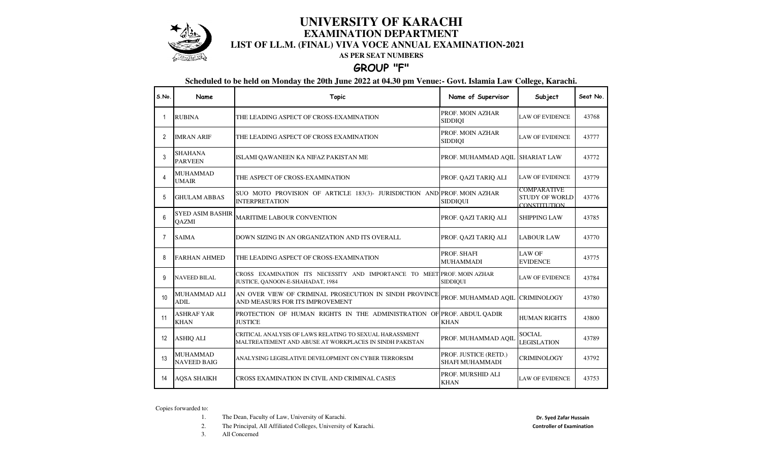# UNIVERSITY OF KARACHI

## EXAMINATION DEPARTMENT

### LIST OF LL.M. (FINAL) VIVA VOCE ANNUAL EXAMINATION-2021

**AS PER SEAT NUMBERS**

## GROUP "F"

**Scheduled to be held on Monday the 20th June 2022 at 04.30 pm Venue:- Govt. Islamia Law College, Karachi.**

| S.No. | Name | Topic | Name of Supervisor | Subject | Seat No. |
|---|---|---|---|---|---|
| 1 | RUBINA | THE LEADING ASPECT OF CROSS-EXAMINATION | PROF. MOIN AZHAR SIDDIQI | LAW OF EVIDENCE | 43768 |
| 2 | IMRAN ARIF | THE LEADING ASPECT OF CROSS EXAMINATION | PROF. MOIN AZHAR SIDDIQI | LAW OF EVIDENCE | 43777 |
| 3 | SHAHANA PARVEEN | ISLAMI QAWANEEN KA NIFAZ PAKISTAN ME | PROF. MUHAMMAD AQIL | SHARIAT LAW | 43772 |
| 4 | MUHAMMAD UMAIR | THE ASPECT OF CROSS-EXAMINATION | PROF. QAZI TARIQ ALI | LAW OF EVIDENCE | 43779 |
| 5 | GHULAM ABBAS | SUO MOTO PROVISION OF ARTICLE 183(3)- JURISDICTION AND INTERPRETATION | PROF. MOIN AZHAR SIDDIQUI | COMPARATIVE STUDY OF WORLD CONSTITUTION | 43776 |
| 6 | SYED ASIM BASHIR QAZMI | MARITIME LABOUR CONVENTION | PROF. QAZI TARIQ ALI | SHIPPING LAW | 43785 |
| 7 | SAIMA | DOWN SIZING IN AN ORGANIZATION AND ITS OVERALL | PROF. QAZI TARIQ ALI | LABOUR LAW | 43770 |
| 8 | FARHAN AHMED | THE LEADING ASPECT OF CROSS-EXAMINATION | PROF. SHAFI MUHAMMADI | LAW OF EVIDENCE | 43775 |
| 9 | NAVEED BILAL | CROSS EXAMINATION ITS NECESSITY AND IMPORTANCE TO MEET JUSTICE, QANOON-E-SHAHADAT, 1984 | PROF. MOIN AZHAR SIDDIQUI | LAW OF EVIDENCE | 43784 |
| 10 | MUHAMMAD ALI ADIL | AN OVER VIEW OF CRIMINAL PROSECUTION IN SINDH PROVINCE AND MEASURS FOR ITS IMPROVEMENT | PROF. MUHAMMAD AQIL | CRIMINOLOGY | 43780 |
| 11 | ASHRAF YAR KHAN | PROTECTION OF HUMAN RIGHTS IN THE ADMINISTRATION OF JUSTICE | PROF. ABDUL QADIR KHAN | HUMAN RIGHTS | 43800 |
| 12 | ASHIQ ALI | CRITICAL ANALYSIS OF LAWS RELATING TO SEXUAL HARASSMENT MALTREATEMENT AND ABUSE AT WORKPLACES IN SINDH PAKISTAN | PROF. MUHAMMAD AQIL | SOCIAL LEGISLATION | 43789 |
| 13 | MUHAMMAD NAVEED BAIG | ANALYSING LEGISLATIVE DEVELOPMENT ON CYBER TERRORSIM | PROF. JUSTICE (RETD.) SHAFI MUHAMMADI | CRIMINOLOGY | 43792 |
| 14 | AQSA SHAIKH | CROSS EXAMINATION IN CIVIL AND CRIMINAL CASES | PROF. MURSHID ALI KHAN | LAW OF EVIDENCE | 43753 |

Copies forwarded to:

1. The Dean, Faculty of Law, University of Karachi.
2. The Principal, All Affiliated Colleges, University of Karachi.
3. All Concerned

**Dr. Syed Zafar Hussain**
**Controller of Examination**